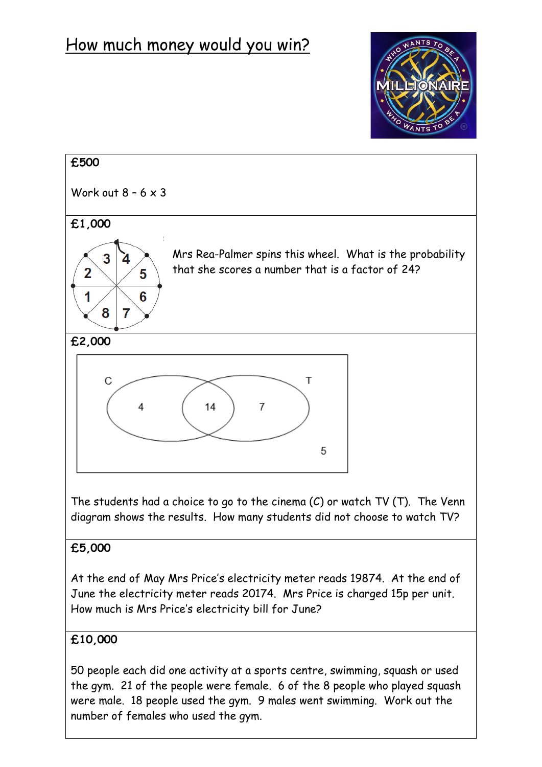# How much money would you win?

**£500**

Work out $8 - 6 \times 3$

**£1,000**

Mrs Rea-Palmer spins this wheel. What is the probability that she scores a number that is a factor of 24?

**£2,000**

The students had a choice to go to the cinema (C) or watch TV (T). The Venn diagram shows the results. How many students did not choose to watch TV?

**£5,000**

At the end of May Mrs Price's electricity meter reads 19874. At the end of June the electricity meter reads 20174. Mrs Price is charged 15p per unit. How much is Mrs Price's electricity bill for June?

**£10,000**

50 people each did one activity at a sports centre, swimming, squash or used the gym. 21 of the people were female. 6 of the 8 people who played squash were male. 18 people used the gym. 9 males went swimming. Work out the number of females who used the gym.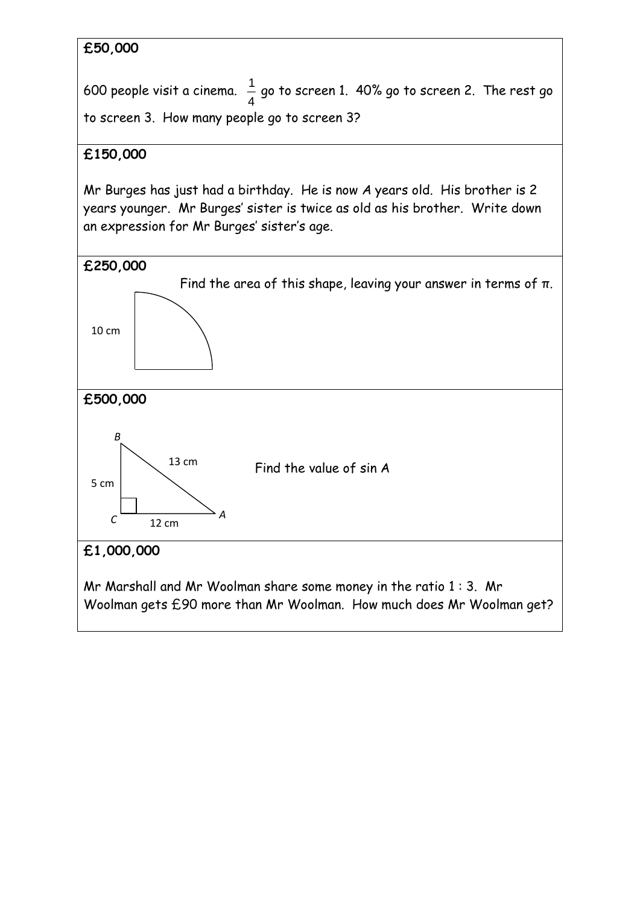**£50,000**

600 people visit a cinema. $\frac{1}{4}$ go to screen 1. 40% go to screen 2. The rest go to screen 3. How many people go to screen 3?

**£150,000**

Mr Burges has just had a birthday. He is now *A* years old. His brother is 2 years younger. Mr Burges' sister is twice as old as his brother. Write down an expression for Mr Burges' sister's age.

**£250,000**

Find the area of this shape, leaving your answer in terms of π.

10 cm

**£500,000**

B

13 cm

5 cm

C

12 cm

A

Find the value of sin *A*

**£1,000,000**

Mr Marshall and Mr Woolman share some money in the ratio 1 : 3. Mr Woolman gets £90 more than Mr Woolman. How much does Mr Woolman get?